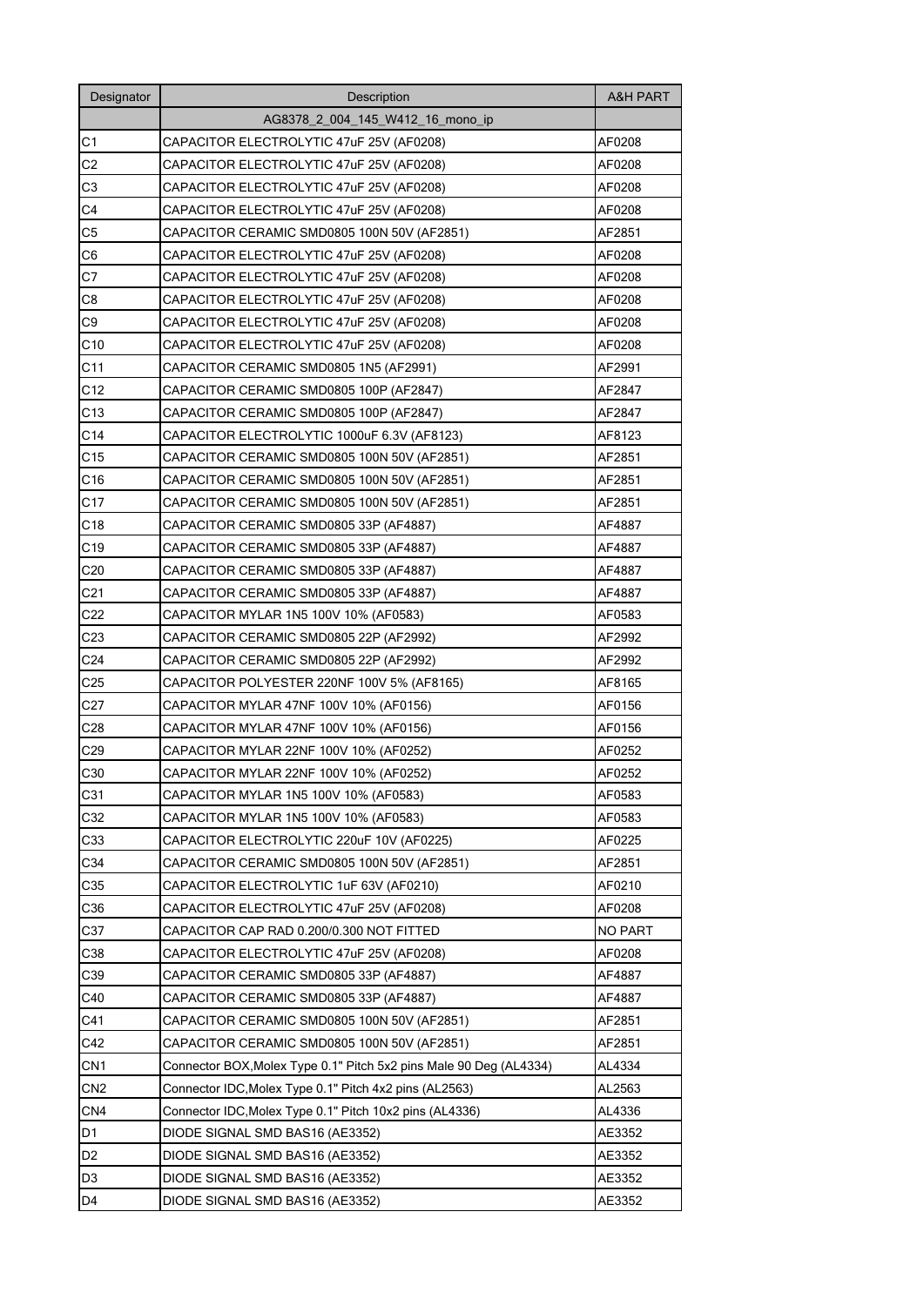| Designator | Description | A&H PART |
| --- | --- | --- |
| | AG8378_2_004_145_W412_16_mono_ip | |
| C1 | CAPACITOR ELECTROLYTIC 47uF 25V (AF0208) | AF0208 |
| C2 | CAPACITOR ELECTROLYTIC 47uF 25V (AF0208) | AF0208 |
| C3 | CAPACITOR ELECTROLYTIC 47uF 25V (AF0208) | AF0208 |
| C4 | CAPACITOR ELECTROLYTIC 47uF 25V (AF0208) | AF0208 |
| C5 | CAPACITOR CERAMIC SMD0805 100N 50V (AF2851) | AF2851 |
| C6 | CAPACITOR ELECTROLYTIC 47uF 25V (AF0208) | AF0208 |
| C7 | CAPACITOR ELECTROLYTIC 47uF 25V (AF0208) | AF0208 |
| C8 | CAPACITOR ELECTROLYTIC 47uF 25V (AF0208) | AF0208 |
| C9 | CAPACITOR ELECTROLYTIC 47uF 25V (AF0208) | AF0208 |
| C10 | CAPACITOR ELECTROLYTIC 47uF 25V (AF0208) | AF0208 |
| C11 | CAPACITOR CERAMIC SMD0805 1N5 (AF2991) | AF2991 |
| C12 | CAPACITOR CERAMIC SMD0805 100P (AF2847) | AF2847 |
| C13 | CAPACITOR CERAMIC SMD0805 100P (AF2847) | AF2847 |
| C14 | CAPACITOR ELECTROLYTIC 1000uF 6.3V (AF8123) | AF8123 |
| C15 | CAPACITOR CERAMIC SMD0805 100N 50V (AF2851) | AF2851 |
| C16 | CAPACITOR CERAMIC SMD0805 100N 50V (AF2851) | AF2851 |
| C17 | CAPACITOR CERAMIC SMD0805 100N 50V (AF2851) | AF2851 |
| C18 | CAPACITOR CERAMIC SMD0805 33P (AF4887) | AF4887 |
| C19 | CAPACITOR CERAMIC SMD0805 33P (AF4887) | AF4887 |
| C20 | CAPACITOR CERAMIC SMD0805 33P (AF4887) | AF4887 |
| C21 | CAPACITOR CERAMIC SMD0805 33P (AF4887) | AF4887 |
| C22 | CAPACITOR MYLAR 1N5 100V 10% (AF0583) | AF0583 |
| C23 | CAPACITOR CERAMIC SMD0805 22P (AF2992) | AF2992 |
| C24 | CAPACITOR CERAMIC SMD0805 22P (AF2992) | AF2992 |
| C25 | CAPACITOR POLYESTER 220NF 100V 5% (AF8165) | AF8165 |
| C27 | CAPACITOR MYLAR 47NF 100V 10% (AF0156) | AF0156 |
| C28 | CAPACITOR MYLAR 47NF 100V 10% (AF0156) | AF0156 |
| C29 | CAPACITOR MYLAR 22NF 100V 10% (AF0252) | AF0252 |
| C30 | CAPACITOR MYLAR 22NF 100V 10% (AF0252) | AF0252 |
| C31 | CAPACITOR MYLAR 1N5 100V 10% (AF0583) | AF0583 |
| C32 | CAPACITOR MYLAR 1N5 100V 10% (AF0583) | AF0583 |
| C33 | CAPACITOR ELECTROLYTIC 220uF 10V (AF0225) | AF0225 |
| C34 | CAPACITOR CERAMIC SMD0805 100N 50V (AF2851) | AF2851 |
| C35 | CAPACITOR ELECTROLYTIC 1uF 63V (AF0210) | AF0210 |
| C36 | CAPACITOR ELECTROLYTIC 47uF 25V (AF0208) | AF0208 |
| C37 | CAPACITOR CAP RAD 0.200/0.300 NOT FITTED | NO PART |
| C38 | CAPACITOR ELECTROLYTIC 47uF 25V (AF0208) | AF0208 |
| C39 | CAPACITOR CERAMIC SMD0805 33P (AF4887) | AF4887 |
| C40 | CAPACITOR CERAMIC SMD0805 33P (AF4887) | AF4887 |
| C41 | CAPACITOR CERAMIC SMD0805 100N 50V (AF2851) | AF2851 |
| C42 | CAPACITOR CERAMIC SMD0805 100N 50V (AF2851) | AF2851 |
| CN1 | Connector BOX,Molex Type 0.1" Pitch 5x2 pins Male 90 Deg (AL4334) | AL4334 |
| CN2 | Connector IDC,Molex Type 0.1" Pitch 4x2 pins (AL2563) | AL2563 |
| CN4 | Connector IDC,Molex Type 0.1" Pitch 10x2 pins (AL4336) | AL4336 |
| D1 | DIODE SIGNAL SMD BAS16 (AE3352) | AE3352 |
| D2 | DIODE SIGNAL SMD BAS16 (AE3352) | AE3352 |
| D3 | DIODE SIGNAL SMD BAS16 (AE3352) | AE3352 |
| D4 | DIODE SIGNAL SMD BAS16 (AE3352) | AE3352 |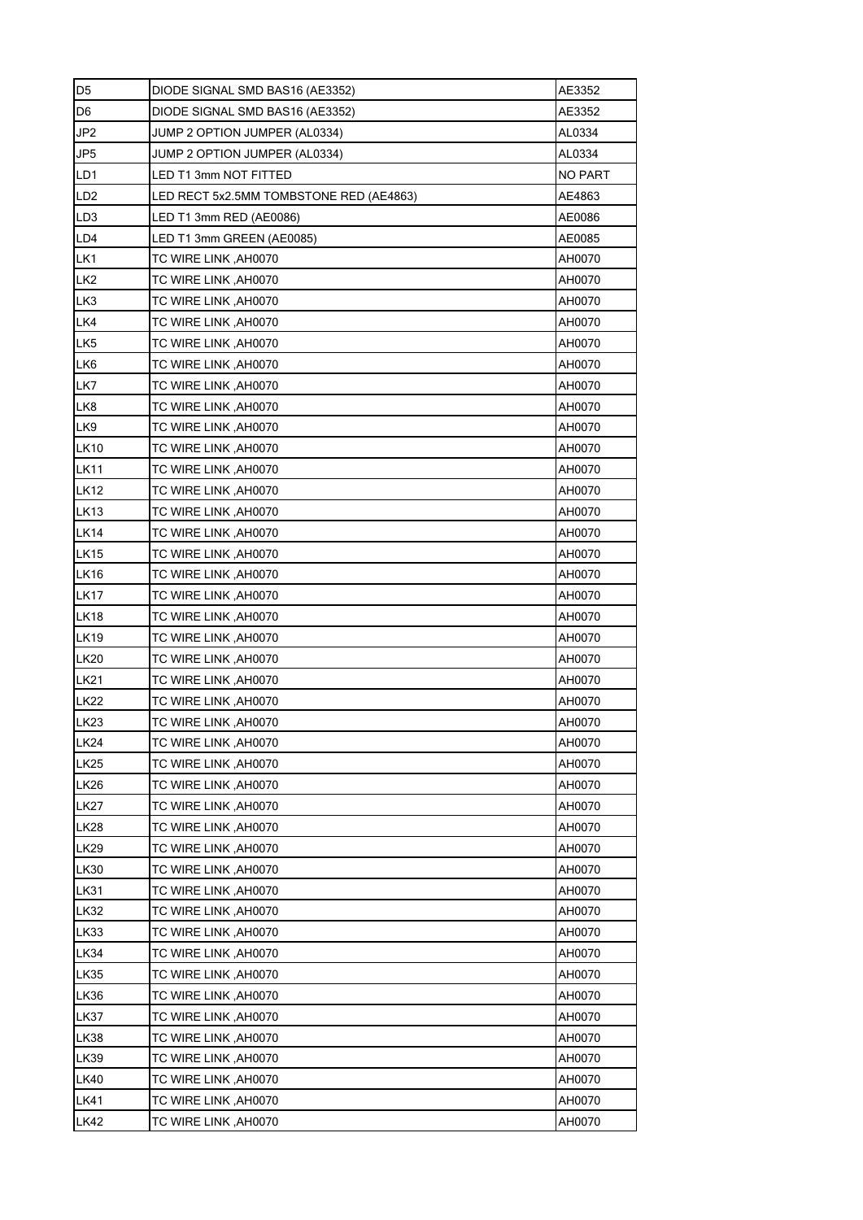| D5 | DIODE SIGNAL SMD BAS16 (AE3352) | AE3352 |
|---|---|---|
| D6 | DIODE SIGNAL SMD BAS16 (AE3352) | AE3352 |
| JP2 | JUMP 2 OPTION JUMPER (AL0334) | AL0334 |
| JP5 | JUMP 2 OPTION JUMPER (AL0334) | AL0334 |
| LD1 | LED T1 3mm NOT FITTED | NO PART |
| LD2 | LED RECT 5x2.5MM TOMBSTONE RED (AE4863) | AE4863 |
| LD3 | LED T1 3mm RED (AE0086) | AE0086 |
| LD4 | LED T1 3mm GREEN (AE0085) | AE0085 |
| LK1 | TC WIRE LINK ,AH0070 | AH0070 |
| LK2 | TC WIRE LINK ,AH0070 | AH0070 |
| LK3 | TC WIRE LINK ,AH0070 | AH0070 |
| LK4 | TC WIRE LINK ,AH0070 | AH0070 |
| LK5 | TC WIRE LINK ,AH0070 | AH0070 |
| LK6 | TC WIRE LINK ,AH0070 | AH0070 |
| LK7 | TC WIRE LINK ,AH0070 | AH0070 |
| LK8 | TC WIRE LINK ,AH0070 | AH0070 |
| LK9 | TC WIRE LINK ,AH0070 | AH0070 |
| LK10 | TC WIRE LINK ,AH0070 | AH0070 |
| LK11 | TC WIRE LINK ,AH0070 | AH0070 |
| LK12 | TC WIRE LINK ,AH0070 | AH0070 |
| LK13 | TC WIRE LINK ,AH0070 | AH0070 |
| LK14 | TC WIRE LINK ,AH0070 | AH0070 |
| LK15 | TC WIRE LINK ,AH0070 | AH0070 |
| LK16 | TC WIRE LINK ,AH0070 | AH0070 |
| LK17 | TC WIRE LINK ,AH0070 | AH0070 |
| LK18 | TC WIRE LINK ,AH0070 | AH0070 |
| LK19 | TC WIRE LINK ,AH0070 | AH0070 |
| LK20 | TC WIRE LINK ,AH0070 | AH0070 |
| LK21 | TC WIRE LINK ,AH0070 | AH0070 |
| LK22 | TC WIRE LINK ,AH0070 | AH0070 |
| LK23 | TC WIRE LINK ,AH0070 | AH0070 |
| LK24 | TC WIRE LINK ,AH0070 | AH0070 |
| LK25 | TC WIRE LINK ,AH0070 | AH0070 |
| LK26 | TC WIRE LINK ,AH0070 | AH0070 |
| LK27 | TC WIRE LINK ,AH0070 | AH0070 |
| LK28 | TC WIRE LINK ,AH0070 | AH0070 |
| LK29 | TC WIRE LINK ,AH0070 | AH0070 |
| LK30 | TC WIRE LINK ,AH0070 | AH0070 |
| LK31 | TC WIRE LINK ,AH0070 | AH0070 |
| LK32 | TC WIRE LINK ,AH0070 | AH0070 |
| LK33 | TC WIRE LINK ,AH0070 | AH0070 |
| LK34 | TC WIRE LINK ,AH0070 | AH0070 |
| LK35 | TC WIRE LINK ,AH0070 | AH0070 |
| LK36 | TC WIRE LINK ,AH0070 | AH0070 |
| LK37 | TC WIRE LINK ,AH0070 | AH0070 |
| LK38 | TC WIRE LINK ,AH0070 | AH0070 |
| LK39 | TC WIRE LINK ,AH0070 | AH0070 |
| LK40 | TC WIRE LINK ,AH0070 | AH0070 |
| LK41 | TC WIRE LINK ,AH0070 | AH0070 |
| LK42 | TC WIRE LINK ,AH0070 | AH0070 |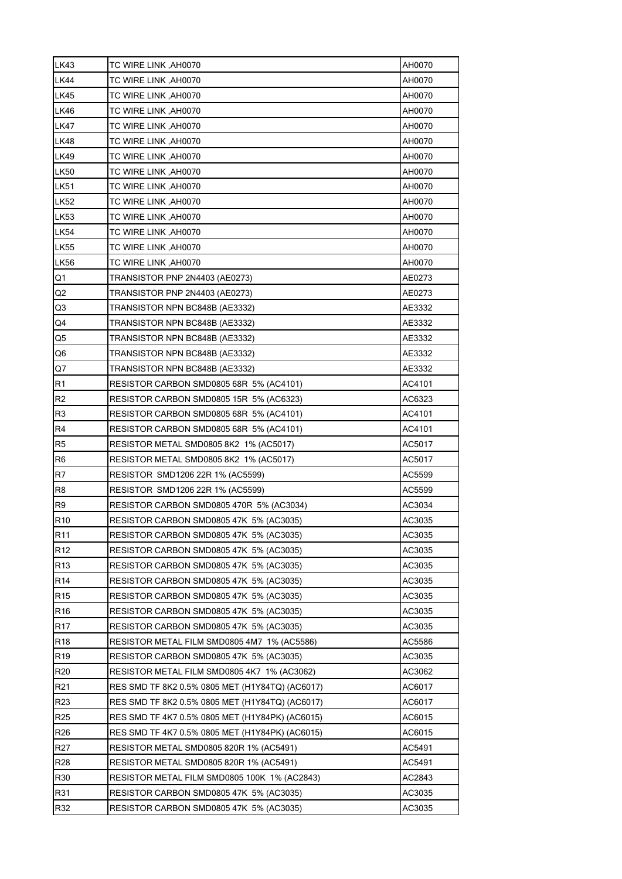| LK43 | TC WIRE LINK ,AH0070 | AH0070 |
|---|---|---|
| LK44 | TC WIRE LINK ,AH0070 | AH0070 |
| LK45 | TC WIRE LINK ,AH0070 | AH0070 |
| LK46 | TC WIRE LINK ,AH0070 | AH0070 |
| LK47 | TC WIRE LINK ,AH0070 | AH0070 |
| LK48 | TC WIRE LINK ,AH0070 | AH0070 |
| LK49 | TC WIRE LINK ,AH0070 | AH0070 |
| LK50 | TC WIRE LINK ,AH0070 | AH0070 |
| LK51 | TC WIRE LINK ,AH0070 | AH0070 |
| LK52 | TC WIRE LINK ,AH0070 | AH0070 |
| LK53 | TC WIRE LINK ,AH0070 | AH0070 |
| LK54 | TC WIRE LINK ,AH0070 | AH0070 |
| LK55 | TC WIRE LINK ,AH0070 | AH0070 |
| LK56 | TC WIRE LINK ,AH0070 | AH0070 |
| Q1 | TRANSISTOR PNP 2N4403 (AE0273) | AE0273 |
| Q2 | TRANSISTOR PNP 2N4403 (AE0273) | AE0273 |
| Q3 | TRANSISTOR NPN BC848B (AE3332) | AE3332 |
| Q4 | TRANSISTOR NPN BC848B (AE3332) | AE3332 |
| Q5 | TRANSISTOR NPN BC848B (AE3332) | AE3332 |
| Q6 | TRANSISTOR NPN BC848B (AE3332) | AE3332 |
| Q7 | TRANSISTOR NPN BC848B (AE3332) | AE3332 |
| R1 | RESISTOR CARBON SMD0805 68R 5% (AC4101) | AC4101 |
| R2 | RESISTOR CARBON SMD0805 15R 5% (AC6323) | AC6323 |
| R3 | RESISTOR CARBON SMD0805 68R 5% (AC4101) | AC4101 |
| R4 | RESISTOR CARBON SMD0805 68R 5% (AC4101) | AC4101 |
| R5 | RESISTOR METAL SMD0805 8K2 1% (AC5017) | AC5017 |
| R6 | RESISTOR METAL SMD0805 8K2 1% (AC5017) | AC5017 |
| R7 | RESISTOR SMD1206 22R 1% (AC5599) | AC5599 |
| R8 | RESISTOR SMD1206 22R 1% (AC5599) | AC5599 |
| R9 | RESISTOR CARBON SMD0805 470R 5% (AC3034) | AC3034 |
| R10 | RESISTOR CARBON SMD0805 47K 5% (AC3035) | AC3035 |
| R11 | RESISTOR CARBON SMD0805 47K 5% (AC3035) | AC3035 |
| R12 | RESISTOR CARBON SMD0805 47K 5% (AC3035) | AC3035 |
| R13 | RESISTOR CARBON SMD0805 47K 5% (AC3035) | AC3035 |
| R14 | RESISTOR CARBON SMD0805 47K 5% (AC3035) | AC3035 |
| R15 | RESISTOR CARBON SMD0805 47K 5% (AC3035) | AC3035 |
| R16 | RESISTOR CARBON SMD0805 47K 5% (AC3035) | AC3035 |
| R17 | RESISTOR CARBON SMD0805 47K 5% (AC3035) | AC3035 |
| R18 | RESISTOR METAL FILM SMD0805 4M7 1% (AC5586) | AC5586 |
| R19 | RESISTOR CARBON SMD0805 47K 5% (AC3035) | AC3035 |
| R20 | RESISTOR METAL FILM SMD0805 4K7 1% (AC3062) | AC3062 |
| R21 | RES SMD TF 8K2 0.5% 0805 MET (H1Y84TQ) (AC6017) | AC6017 |
| R23 | RES SMD TF 8K2 0.5% 0805 MET (H1Y84TQ) (AC6017) | AC6017 |
| R25 | RES SMD TF 4K7 0.5% 0805 MET (H1Y84PK) (AC6015) | AC6015 |
| R26 | RES SMD TF 4K7 0.5% 0805 MET (H1Y84PK) (AC6015) | AC6015 |
| R27 | RESISTOR METAL SMD0805 820R 1% (AC5491) | AC5491 |
| R28 | RESISTOR METAL SMD0805 820R 1% (AC5491) | AC5491 |
| R30 | RESISTOR METAL FILM SMD0805 100K 1% (AC2843) | AC2843 |
| R31 | RESISTOR CARBON SMD0805 47K 5% (AC3035) | AC3035 |
| R32 | RESISTOR CARBON SMD0805 47K 5% (AC3035) | AC3035 |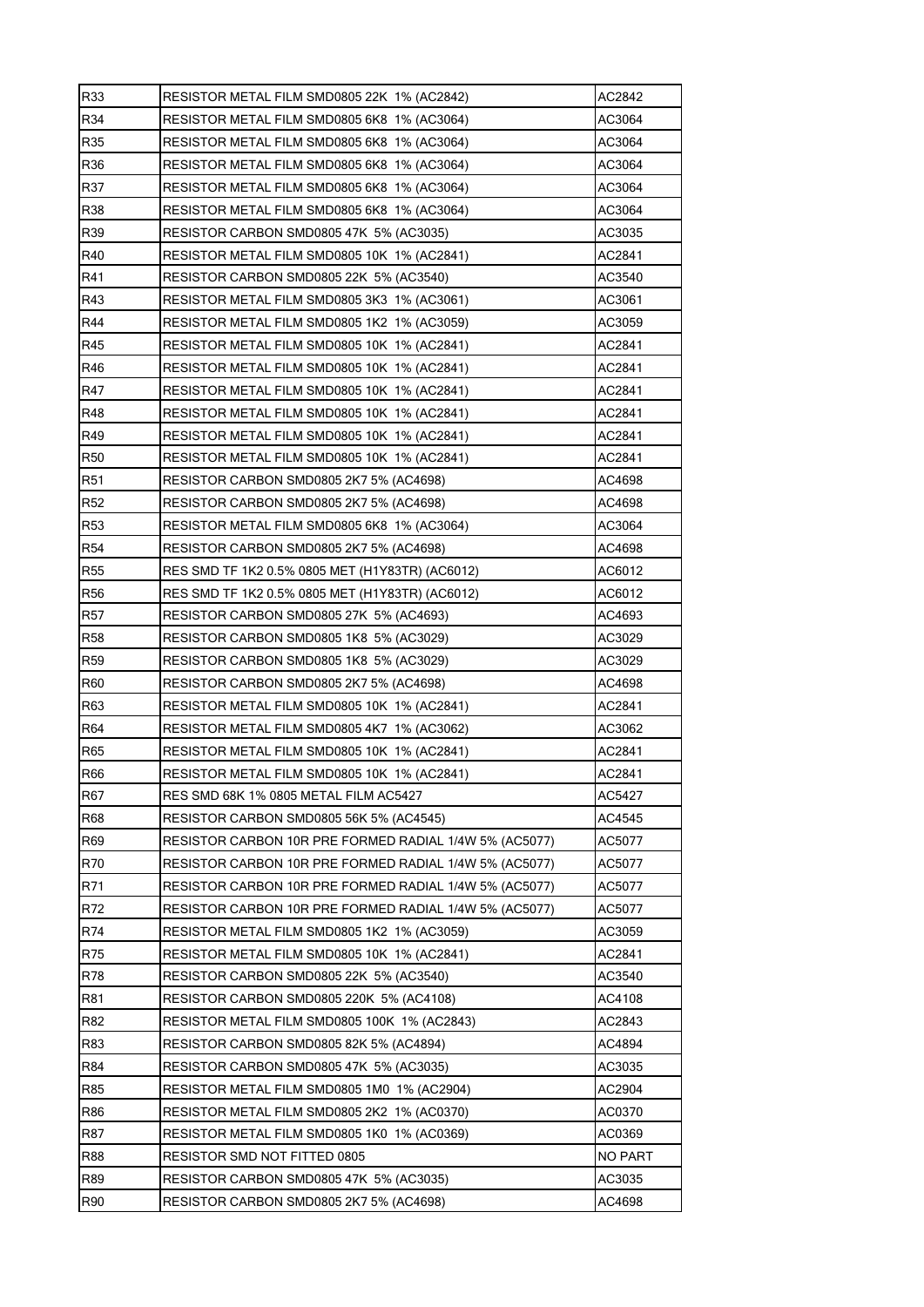| R33 | RESISTOR METAL FILM SMD0805 22K 1% (AC2842) | AC2842 |
|---|---|---|
| R34 | RESISTOR METAL FILM SMD0805 6K8 1% (AC3064) | AC3064 |
| R35 | RESISTOR METAL FILM SMD0805 6K8 1% (AC3064) | AC3064 |
| R36 | RESISTOR METAL FILM SMD0805 6K8 1% (AC3064) | AC3064 |
| R37 | RESISTOR METAL FILM SMD0805 6K8 1% (AC3064) | AC3064 |
| R38 | RESISTOR METAL FILM SMD0805 6K8 1% (AC3064) | AC3064 |
| R39 | RESISTOR CARBON SMD0805 47K 5% (AC3035) | AC3035 |
| R40 | RESISTOR METAL FILM SMD0805 10K 1% (AC2841) | AC2841 |
| R41 | RESISTOR CARBON SMD0805 22K 5% (AC3540) | AC3540 |
| R43 | RESISTOR METAL FILM SMD0805 3K3 1% (AC3061) | AC3061 |
| R44 | RESISTOR METAL FILM SMD0805 1K2 1% (AC3059) | AC3059 |
| R45 | RESISTOR METAL FILM SMD0805 10K 1% (AC2841) | AC2841 |
| R46 | RESISTOR METAL FILM SMD0805 10K 1% (AC2841) | AC2841 |
| R47 | RESISTOR METAL FILM SMD0805 10K 1% (AC2841) | AC2841 |
| R48 | RESISTOR METAL FILM SMD0805 10K 1% (AC2841) | AC2841 |
| R49 | RESISTOR METAL FILM SMD0805 10K 1% (AC2841) | AC2841 |
| R50 | RESISTOR METAL FILM SMD0805 10K 1% (AC2841) | AC2841 |
| R51 | RESISTOR CARBON SMD0805 2K7 5% (AC4698) | AC4698 |
| R52 | RESISTOR CARBON SMD0805 2K7 5% (AC4698) | AC4698 |
| R53 | RESISTOR METAL FILM SMD0805 6K8 1% (AC3064) | AC3064 |
| R54 | RESISTOR CARBON SMD0805 2K7 5% (AC4698) | AC4698 |
| R55 | RES SMD TF 1K2 0.5% 0805 MET (H1Y83TR) (AC6012) | AC6012 |
| R56 | RES SMD TF 1K2 0.5% 0805 MET (H1Y83TR) (AC6012) | AC6012 |
| R57 | RESISTOR CARBON SMD0805 27K 5% (AC4693) | AC4693 |
| R58 | RESISTOR CARBON SMD0805 1K8 5% (AC3029) | AC3029 |
| R59 | RESISTOR CARBON SMD0805 1K8 5% (AC3029) | AC3029 |
| R60 | RESISTOR CARBON SMD0805 2K7 5% (AC4698) | AC4698 |
| R63 | RESISTOR METAL FILM SMD0805 10K 1% (AC2841) | AC2841 |
| R64 | RESISTOR METAL FILM SMD0805 4K7 1% (AC3062) | AC3062 |
| R65 | RESISTOR METAL FILM SMD0805 10K 1% (AC2841) | AC2841 |
| R66 | RESISTOR METAL FILM SMD0805 10K 1% (AC2841) | AC2841 |
| R67 | RES SMD 68K 1% 0805 METAL FILM AC5427 | AC5427 |
| R68 | RESISTOR CARBON SMD0805 56K 5% (AC4545) | AC4545 |
| R69 | RESISTOR CARBON 10R PRE FORMED RADIAL 1/4W 5% (AC5077) | AC5077 |
| R70 | RESISTOR CARBON 10R PRE FORMED RADIAL 1/4W 5% (AC5077) | AC5077 |
| R71 | RESISTOR CARBON 10R PRE FORMED RADIAL 1/4W 5% (AC5077) | AC5077 |
| R72 | RESISTOR CARBON 10R PRE FORMED RADIAL 1/4W 5% (AC5077) | AC5077 |
| R74 | RESISTOR METAL FILM SMD0805 1K2 1% (AC3059) | AC3059 |
| R75 | RESISTOR METAL FILM SMD0805 10K 1% (AC2841) | AC2841 |
| R78 | RESISTOR CARBON SMD0805 22K 5% (AC3540) | AC3540 |
| R81 | RESISTOR CARBON SMD0805 220K 5% (AC4108) | AC4108 |
| R82 | RESISTOR METAL FILM SMD0805 100K 1% (AC2843) | AC2843 |
| R83 | RESISTOR CARBON SMD0805 82K 5% (AC4894) | AC4894 |
| R84 | RESISTOR CARBON SMD0805 47K 5% (AC3035) | AC3035 |
| R85 | RESISTOR METAL FILM SMD0805 1M0 1% (AC2904) | AC2904 |
| R86 | RESISTOR METAL FILM SMD0805 2K2 1% (AC0370) | AC0370 |
| R87 | RESISTOR METAL FILM SMD0805 1K0 1% (AC0369) | AC0369 |
| R88 | RESISTOR SMD NOT FITTED 0805 | NO PART |
| R89 | RESISTOR CARBON SMD0805 47K 5% (AC3035) | AC3035 |
| R90 | RESISTOR CARBON SMD0805 2K7 5% (AC4698) | AC4698 |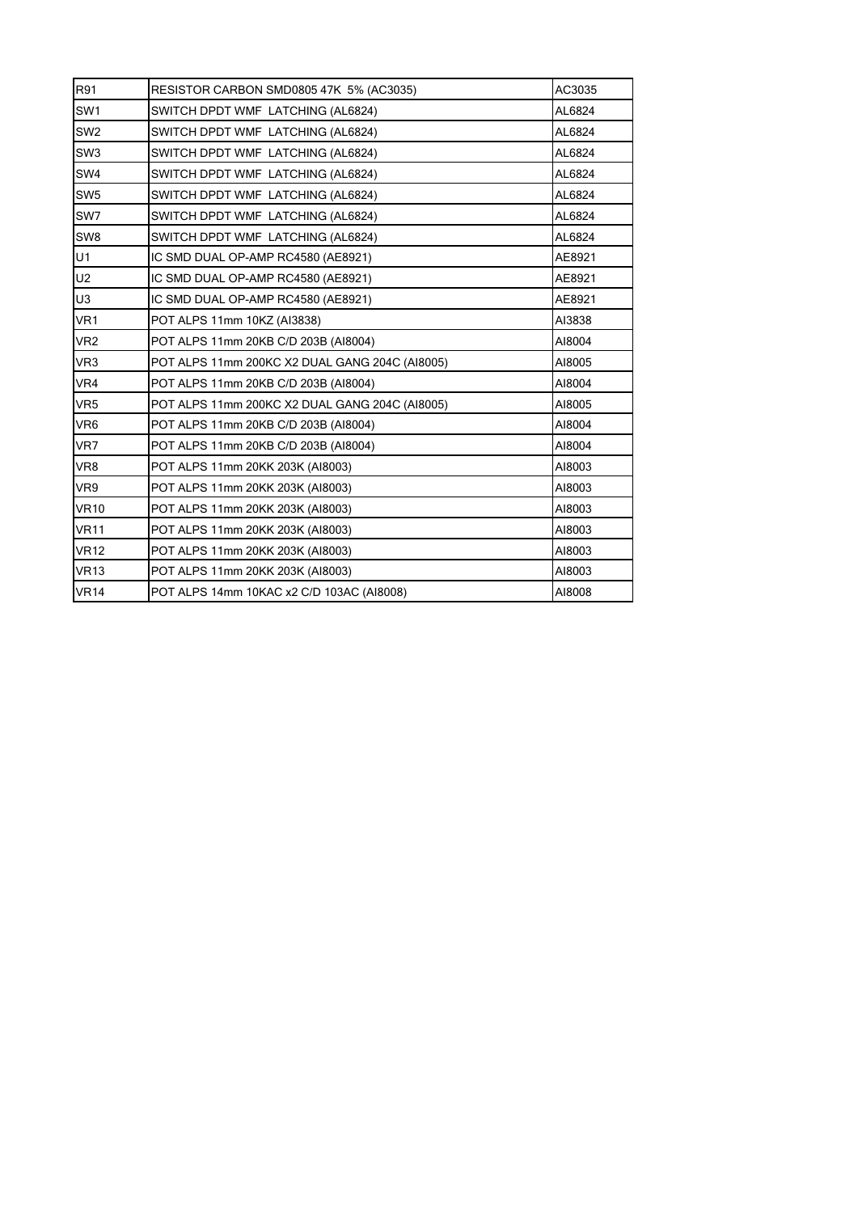| R91 | RESISTOR CARBON SMD0805 47K 5% (AC3035) | AC3035 |
|---|---|---|
| SW1 | SWITCH DPDT WMF LATCHING (AL6824) | AL6824 |
| SW2 | SWITCH DPDT WMF LATCHING (AL6824) | AL6824 |
| SW3 | SWITCH DPDT WMF LATCHING (AL6824) | AL6824 |
| SW4 | SWITCH DPDT WMF LATCHING (AL6824) | AL6824 |
| SW5 | SWITCH DPDT WMF LATCHING (AL6824) | AL6824 |
| SW7 | SWITCH DPDT WMF LATCHING (AL6824) | AL6824 |
| SW8 | SWITCH DPDT WMF LATCHING (AL6824) | AL6824 |
| U1 | IC SMD DUAL OP-AMP RC4580 (AE8921) | AE8921 |
| U2 | IC SMD DUAL OP-AMP RC4580 (AE8921) | AE8921 |
| U3 | IC SMD DUAL OP-AMP RC4580 (AE8921) | AE8921 |
| VR1 | POT ALPS 11mm 10KZ (AI3838) | AI3838 |
| VR2 | POT ALPS 11mm 20KB C/D 203B (AI8004) | AI8004 |
| VR3 | POT ALPS 11mm 200KC X2 DUAL GANG 204C (AI8005) | AI8005 |
| VR4 | POT ALPS 11mm 20KB C/D 203B (AI8004) | AI8004 |
| VR5 | POT ALPS 11mm 200KC X2 DUAL GANG 204C (AI8005) | AI8005 |
| VR6 | POT ALPS 11mm 20KB C/D 203B (AI8004) | AI8004 |
| VR7 | POT ALPS 11mm 20KB C/D 203B (AI8004) | AI8004 |
| VR8 | POT ALPS 11mm 20KK 203K (AI8003) | AI8003 |
| VR9 | POT ALPS 11mm 20KK 203K (AI8003) | AI8003 |
| VR10 | POT ALPS 11mm 20KK 203K (AI8003) | AI8003 |
| VR11 | POT ALPS 11mm 20KK 203K (AI8003) | AI8003 |
| VR12 | POT ALPS 11mm 20KK 203K (AI8003) | AI8003 |
| VR13 | POT ALPS 11mm 20KK 203K (AI8003) | AI8003 |
| VR14 | POT ALPS 14mm 10KAC x2 C/D 103AC (AI8008) | AI8008 |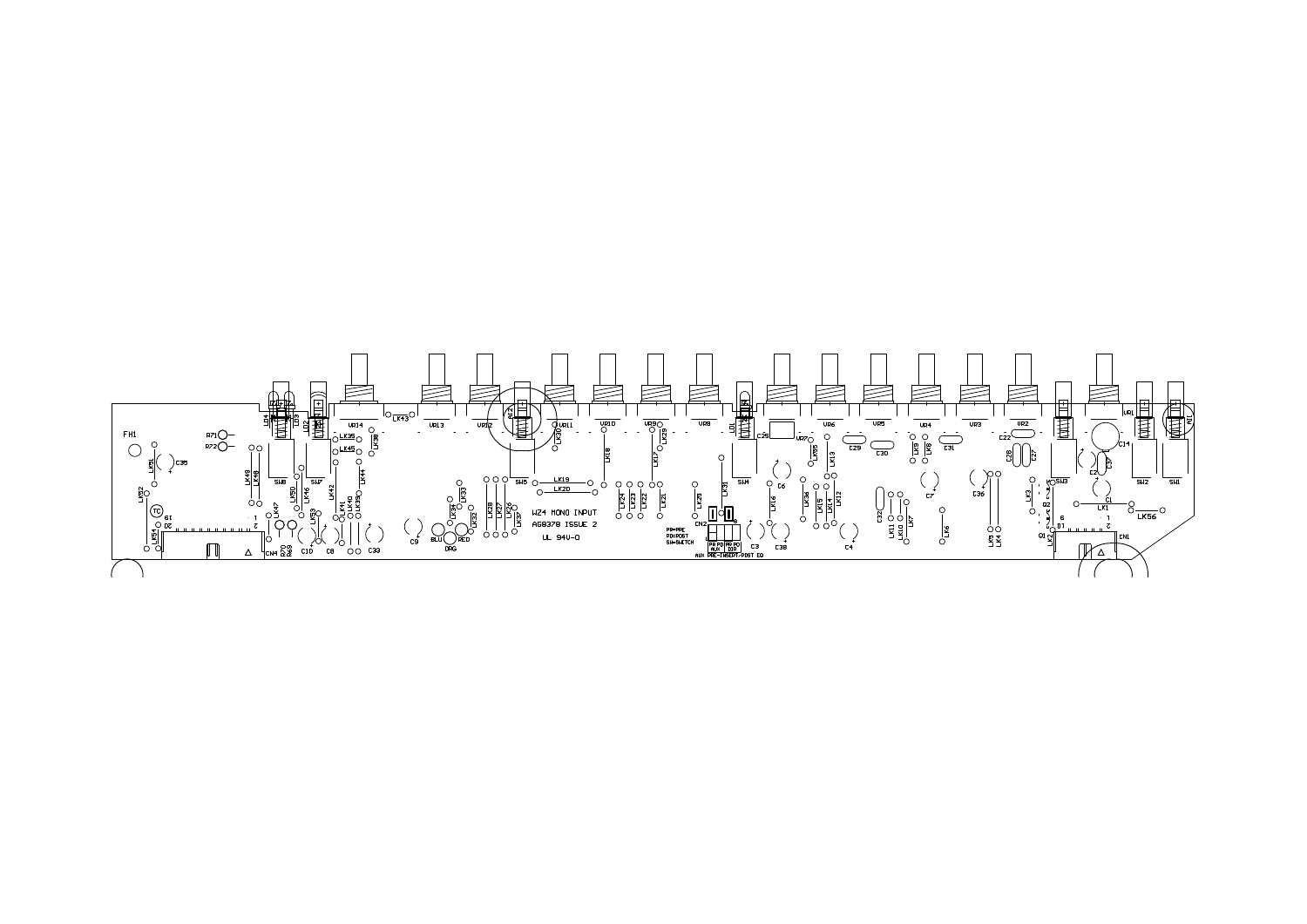WZ4 MONO INPUT

AG8378 ISSUE 2

UL 94V-0

PR=PRE
PO=POST
SW=SWITCH

AUX PRE-INSERT/POST EQ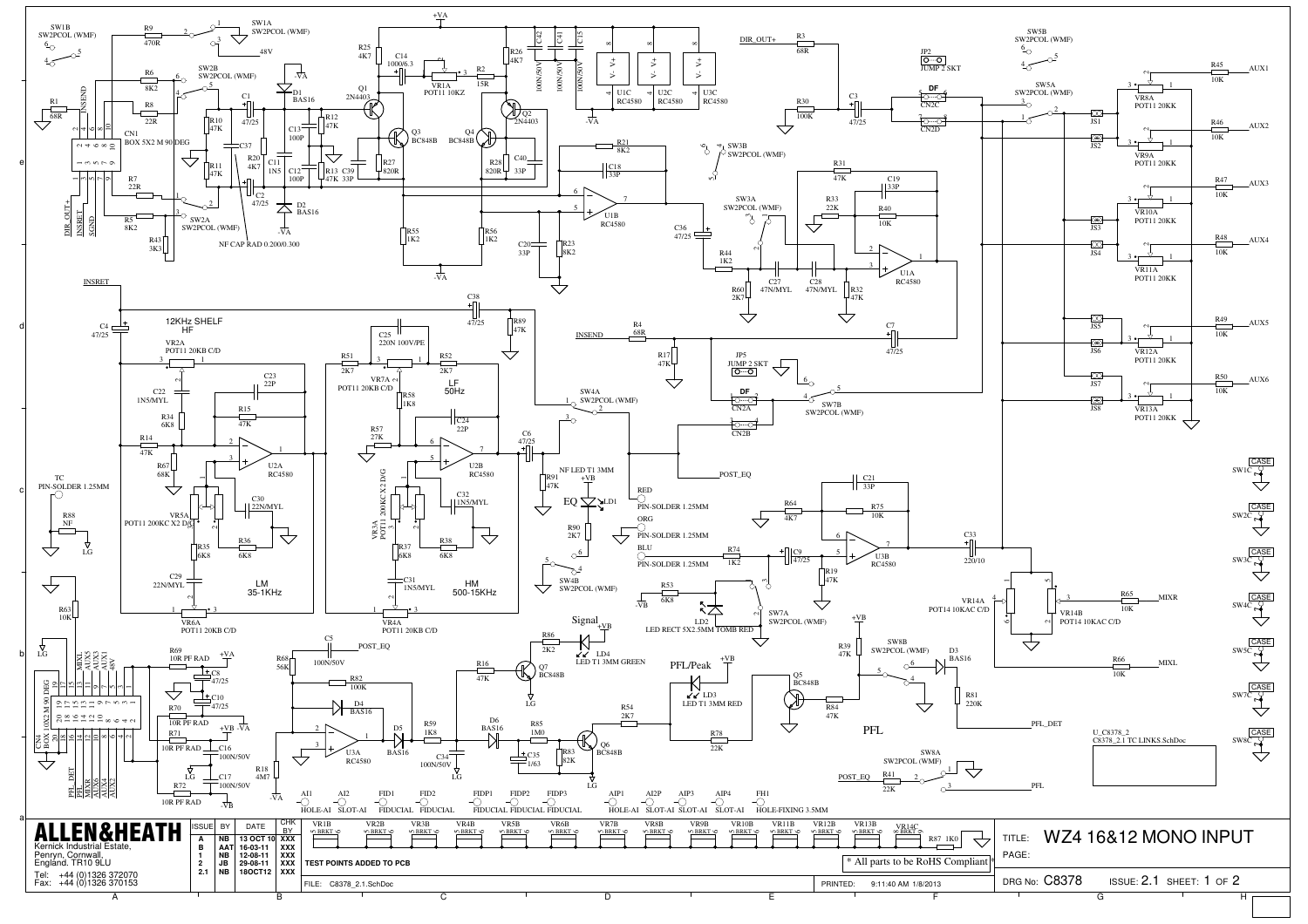# WZ4 16&12 MONO INPUT

**ALLEN&HEATH**
Kernick Industrial Estate,
Penryn, Cornwall,
England. TR10 9LU

Tel: +44 (0)1326 372070
Fax: +44 (0)1326 370153

| ISSUE | BY | DATE | CHK BY |
|---|---|---|---|
| A | NB | 13 OCT 10 | XXX |
| B | AAT | 16-03-11 | XXX |
| 1 | NB | 12-08-11 | XXX |
| 2 | JB | 29-08-11 | XXX |
| 2.1 | NB | 18OCT12 | XXX |

TEST POINTS ADDED TO PCB

FILE: C8378_2.1.SchDoc

PRINTED: 9:11:40 AM 1/8/2013

* All parts to be RoHS Compliant *

TITLE: WZ4 16&12 MONO INPUT

PAGE:

DRG No: C8378 ISSUE: 2.1 SHEET: 1 OF 2

U_C8378_2
C8378_2.1 TC LINKS.SchDoc

12KHz SHELF HF

LF 50Hz

LM 35-1KHz

HM 500-15KHz

EQ

Signal

PFL/Peak

PFL

DF

NF CAP RAD 0.200/0.300

HOLE-AI, SLOT-AI, FIDUCIAL, HOLE-FIXING 3.5MM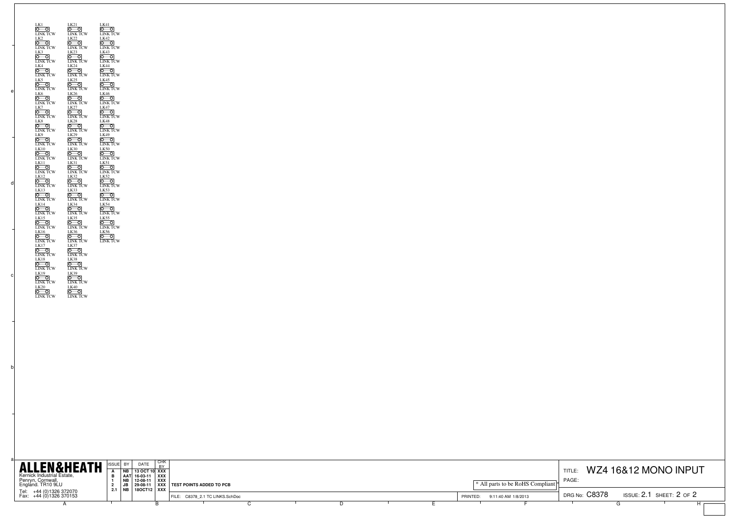LK1 LINK TCW
LK2 LINK TCW
LK3 LINK TCW
LK4 LINK TCW
LK5 LINK TCW
LK6 LINK TCW
LK7 LINK TCW
LK8 LINK TCW
LK9 LINK TCW
LK10 LINK TCW
LK11 LINK TCW
LK12 LINK TCW
LK13 LINK TCW
LK14 LINK TCW
LK15 LINK TCW
LK16 LINK TCW
LK17 LINK TCW
LK18 LINK TCW
LK19 LINK TCW
LK20 LINK TCW

LK21 LINK TCW
LK22 LINK TCW
LK23 LINK TCW
LK24 LINK TCW
LK25 LINK TCW
LK26 LINK TCW
LK27 LINK TCW
LK28 LINK TCW
LK29 LINK TCW
LK30 LINK TCW
LK31 LINK TCW
LK32 LINK TCW
LK33 LINK TCW
LK34 LINK TCW
LK35 LINK TCW
LK36 LINK TCW
LK37 LINK TCW
LK38 LINK TCW
LK39 LINK TCW
LK40 LINK TCW

LK41 LINK TCW
LK42 LINK TCW
LK43 LINK TCW
LK44 LINK TCW
LK45 LINK TCW
LK46 LINK TCW
LK47 LINK TCW
LK48 LINK TCW
LK49 LINK TCW
LK50 LINK TCW
LK51 LINK TCW
LK52 LINK TCW
LK53 LINK TCW
LK54 LINK TCW
LK55 LINK TCW
LK56 LINK TCW

**ALLEN&HEATH**
Kernick Industrial Estate,
Penryn, Cornwall,
England. TR10 9LU
Tel: +44 (0)1326 372070
Fax: +44 (0)1326 370153

| ISSUE | BY | DATE | CHK BY |
|---|---|---|---|
| A | NB | 13 OCT 10 | XXX |
| B | AAT | 16-03-11 | XXX |
| 1 | NB | 12-08-11 | XXX |
| 2 | JB | 29-08-11 | XXX |
| 2.1 | NB | 18OCT12 | XXX |

TEST POINTS ADDED TO PCB

FILE: C8378_2.1 TC LINKS.SchDoc

* All parts to be RoHS Compliant *

PRINTED: 9:11:40 AM 1/8/2013

TITLE: WZ4 16&12 MONO INPUT
PAGE:
DRG No: C8378 ISSUE: 2.1 SHEET: 2 OF 2